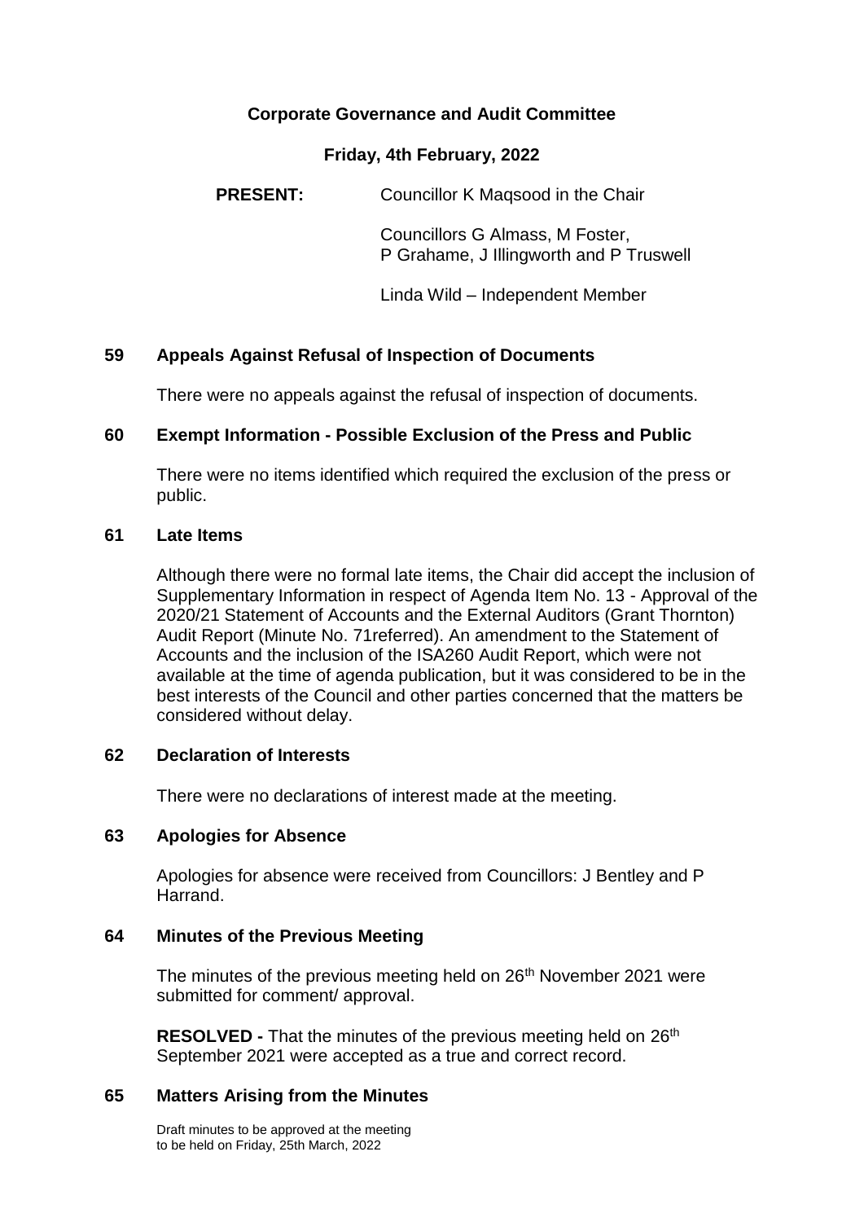# Corporate Governance and Audit Committee

## Friday, 4th February, 2022

**PRESENT:** Councillor K Maqsood in the Chair

Councillors G Almass, M Foster, P Grahame, J Illingworth and P Truswell

Linda Wild – Independent Member

### 59 Appeals Against Refusal of Inspection of Documents

There were no appeals against the refusal of inspection of documents.

### 60 Exempt Information - Possible Exclusion of the Press and Public

There were no items identified which required the exclusion of the press or public.

### 61 Late Items

Although there were no formal late items, the Chair did accept the inclusion of Supplementary Information in respect of Agenda Item No. 13 - Approval of the 2020/21 Statement of Accounts and the External Auditors (Grant Thornton) Audit Report (Minute No. 71referred). An amendment to the Statement of Accounts and the inclusion of the ISA260 Audit Report, which were not available at the time of agenda publication, but it was considered to be in the best interests of the Council and other parties concerned that the matters be considered without delay.

### 62 Declaration of Interests

There were no declarations of interest made at the meeting.

### 63 Apologies for Absence

Apologies for absence were received from Councillors: J Bentley and P Harrand.

### 64 Minutes of the Previous Meeting

The minutes of the previous meeting held on 26th November 2021 were submitted for comment/ approval.

**RESOLVED -** That the minutes of the previous meeting held on 26th September 2021 were accepted as a true and correct record.

### 65 Matters Arising from the Minutes

Draft minutes to be approved at the meeting to be held on Friday, 25th March, 2022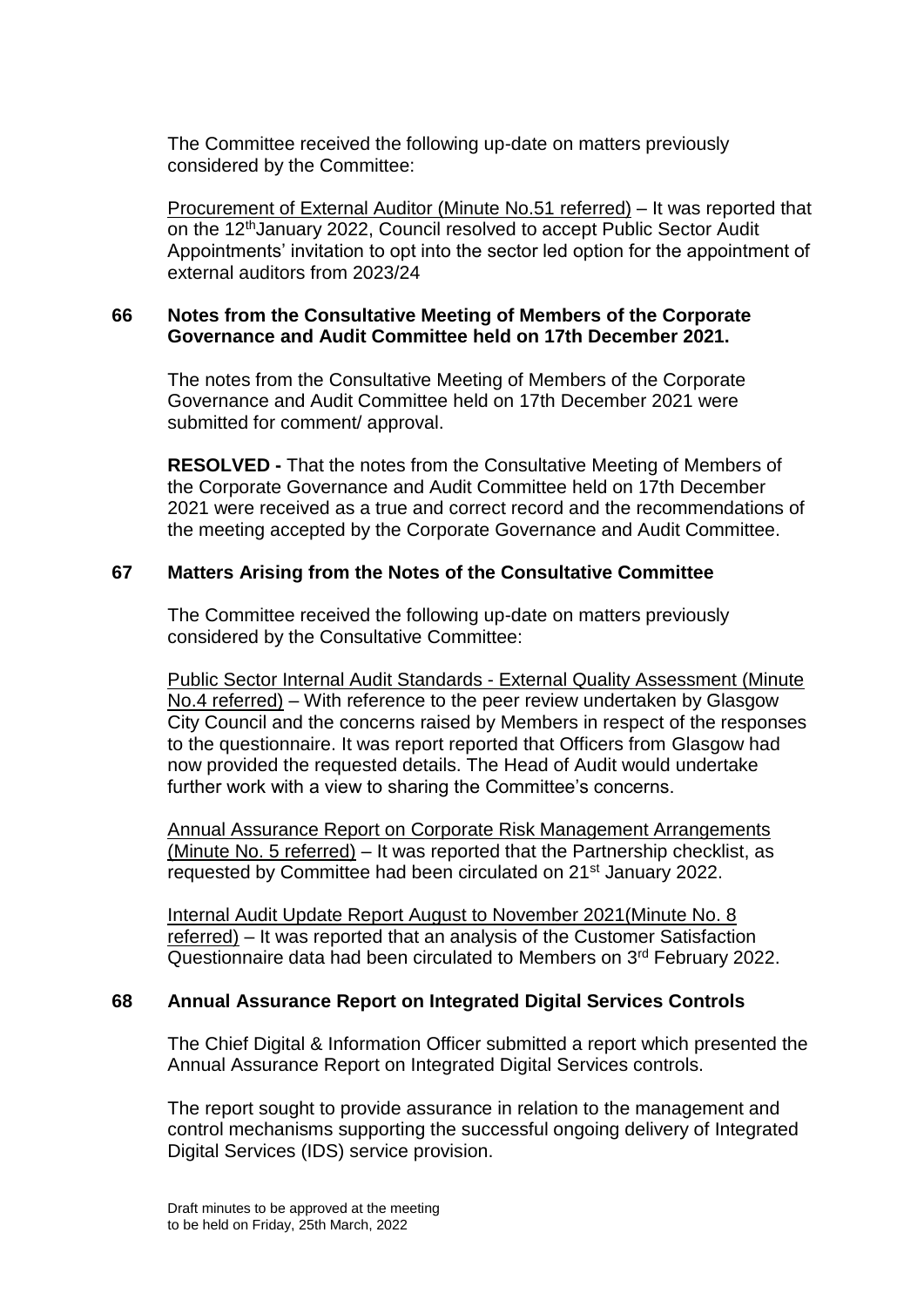The Committee received the following up-date on matters previously considered by the Committee:

Procurement of External Auditor (Minute No.51 referred) – It was reported that on the 12th January 2022, Council resolved to accept Public Sector Audit Appointments' invitation to opt into the sector led option for the appointment of external auditors from 2023/24

## 66 Notes from the Consultative Meeting of Members of the Corporate Governance and Audit Committee held on 17th December 2021.

The notes from the Consultative Meeting of Members of the Corporate Governance and Audit Committee held on 17th December 2021 were submitted for comment/ approval.

**RESOLVED -** That the notes from the Consultative Meeting of Members of the Corporate Governance and Audit Committee held on 17th December 2021 were received as a true and correct record and the recommendations of the meeting accepted by the Corporate Governance and Audit Committee.

## 67 Matters Arising from the Notes of the Consultative Committee

The Committee received the following up-date on matters previously considered by the Consultative Committee:

Public Sector Internal Audit Standards - External Quality Assessment (Minute No.4 referred) – With reference to the peer review undertaken by Glasgow City Council and the concerns raised by Members in respect of the responses to the questionnaire. It was report reported that Officers from Glasgow had now provided the requested details. The Head of Audit would undertake further work with a view to sharing the Committee's concerns.

Annual Assurance Report on Corporate Risk Management Arrangements (Minute No. 5 referred) – It was reported that the Partnership checklist, as requested by Committee had been circulated on 21st January 2022.

Internal Audit Update Report August to November 2021(Minute No. 8 referred) – It was reported that an analysis of the Customer Satisfaction Questionnaire data had been circulated to Members on 3rd February 2022.

## 68 Annual Assurance Report on Integrated Digital Services Controls

The Chief Digital & Information Officer submitted a report which presented the Annual Assurance Report on Integrated Digital Services controls.

The report sought to provide assurance in relation to the management and control mechanisms supporting the successful ongoing delivery of Integrated Digital Services (IDS) service provision.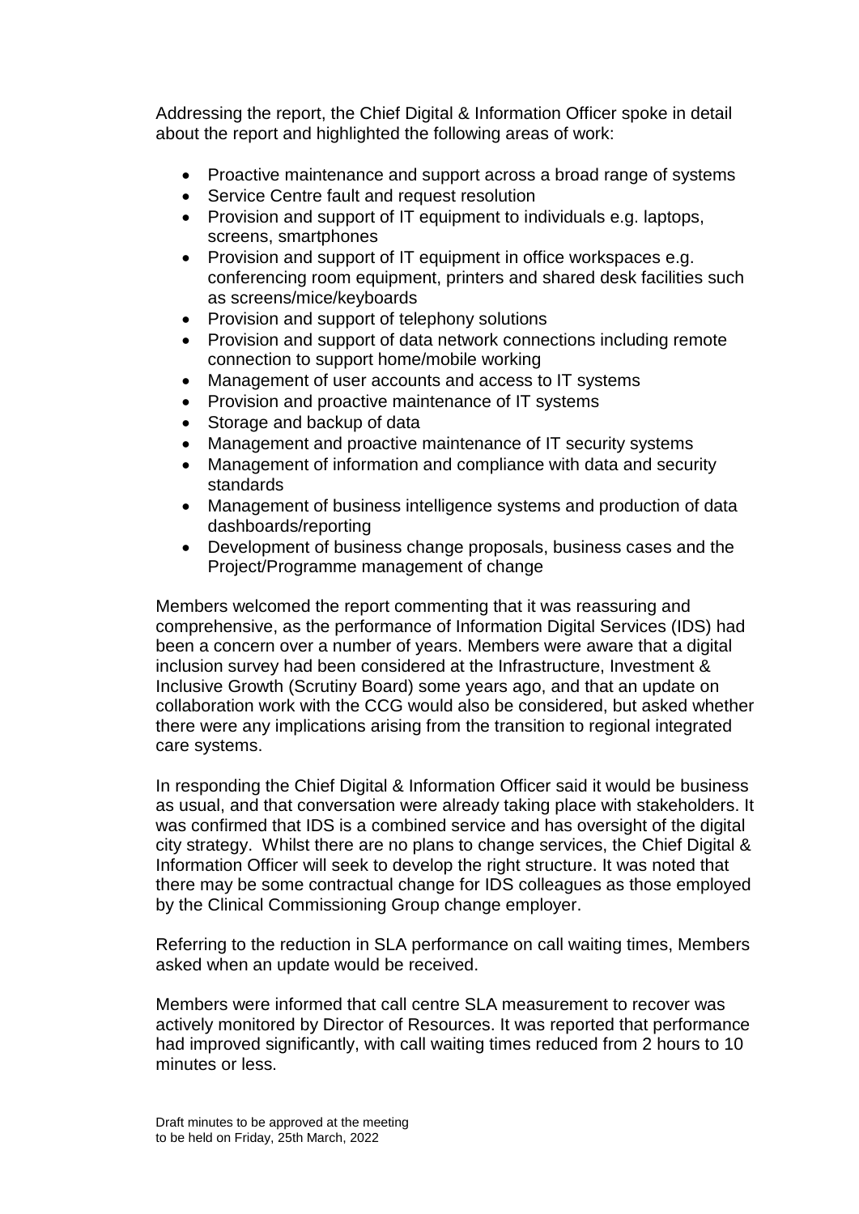Addressing the report, the Chief Digital & Information Officer spoke in detail about the report and highlighted the following areas of work:

- Proactive maintenance and support across a broad range of systems
- Service Centre fault and request resolution
- Provision and support of IT equipment to individuals e.g. laptops, screens, smartphones
- Provision and support of IT equipment in office workspaces e.g. conferencing room equipment, printers and shared desk facilities such as screens/mice/keyboards
- Provision and support of telephony solutions
- Provision and support of data network connections including remote connection to support home/mobile working
- Management of user accounts and access to IT systems
- Provision and proactive maintenance of IT systems
- Storage and backup of data
- Management and proactive maintenance of IT security systems
- Management of information and compliance with data and security standards
- Management of business intelligence systems and production of data dashboards/reporting
- Development of business change proposals, business cases and the Project/Programme management of change

Members welcomed the report commenting that it was reassuring and comprehensive, as the performance of Information Digital Services (IDS) had been a concern over a number of years. Members were aware that a digital inclusion survey had been considered at the Infrastructure, Investment & Inclusive Growth (Scrutiny Board) some years ago, and that an update on collaboration work with the CCG would also be considered, but asked whether there were any implications arising from the transition to regional integrated care systems.

In responding the Chief Digital & Information Officer said it would be business as usual, and that conversation were already taking place with stakeholders. It was confirmed that IDS is a combined service and has oversight of the digital city strategy. Whilst there are no plans to change services, the Chief Digital & Information Officer will seek to develop the right structure. It was noted that there may be some contractual change for IDS colleagues as those employed by the Clinical Commissioning Group change employer.

Referring to the reduction in SLA performance on call waiting times, Members asked when an update would be received.

Members were informed that call centre SLA measurement to recover was actively monitored by Director of Resources. It was reported that performance had improved significantly, with call waiting times reduced from 2 hours to 10 minutes or less.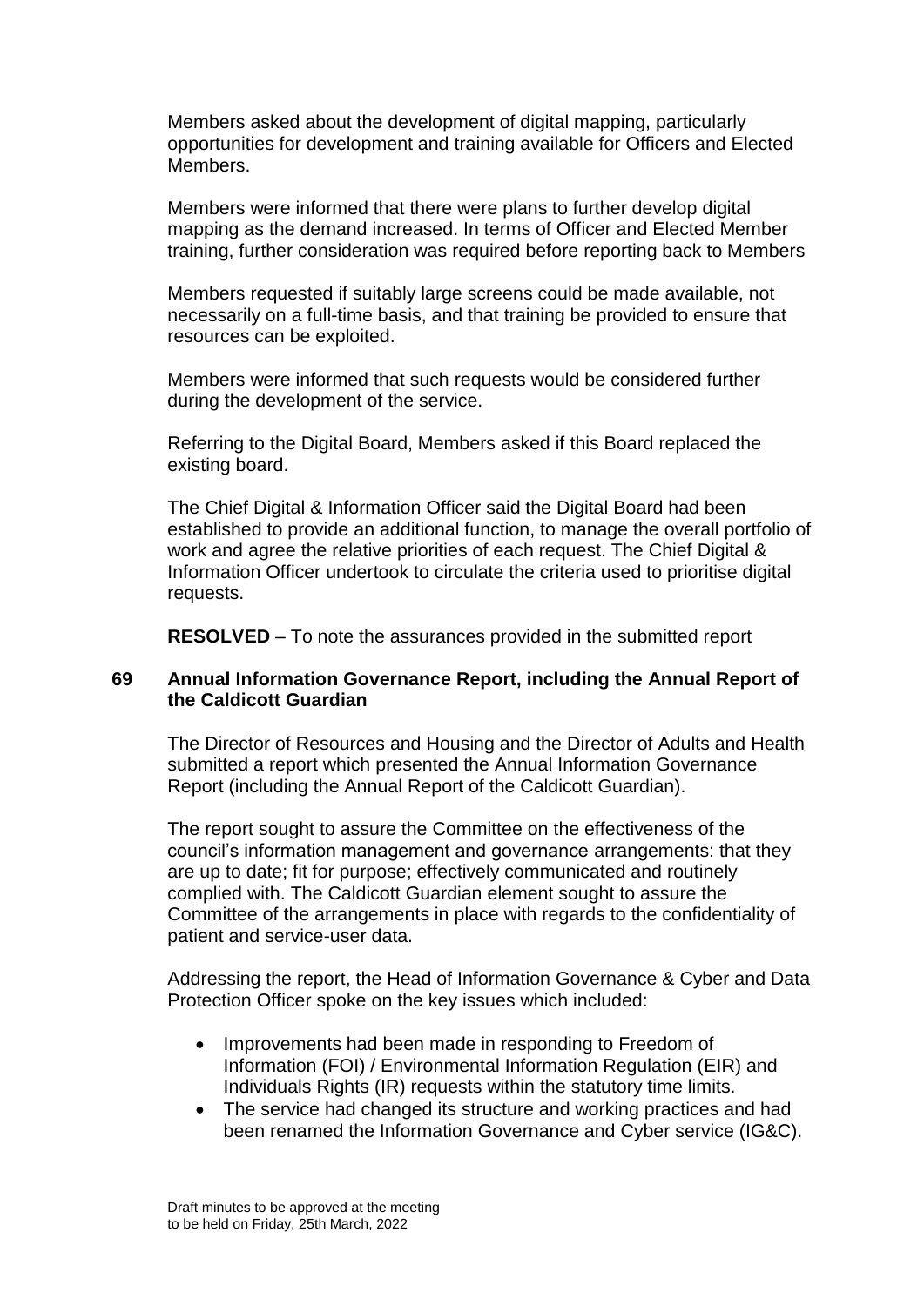Members asked about the development of digital mapping, particularly opportunities for development and training available for Officers and Elected Members.

Members were informed that there were plans to further develop digital mapping as the demand increased. In terms of Officer and Elected Member training, further consideration was required before reporting back to Members

Members requested if suitably large screens could be made available, not necessarily on a full-time basis, and that training be provided to ensure that resources can be exploited.

Members were informed that such requests would be considered further during the development of the service.

Referring to the Digital Board, Members asked if this Board replaced the existing board.

The Chief Digital & Information Officer said the Digital Board had been established to provide an additional function, to manage the overall portfolio of work and agree the relative priorities of each request. The Chief Digital & Information Officer undertook to circulate the criteria used to prioritise digital requests.

**RESOLVED** – To note the assurances provided in the submitted report

## 69 Annual Information Governance Report, including the Annual Report of the Caldicott Guardian

The Director of Resources and Housing and the Director of Adults and Health submitted a report which presented the Annual Information Governance Report (including the Annual Report of the Caldicott Guardian).

The report sought to assure the Committee on the effectiveness of the council's information management and governance arrangements: that they are up to date; fit for purpose; effectively communicated and routinely complied with. The Caldicott Guardian element sought to assure the Committee of the arrangements in place with regards to the confidentiality of patient and service-user data.

Addressing the report, the Head of Information Governance & Cyber and Data Protection Officer spoke on the key issues which included:

- Improvements had been made in responding to Freedom of Information (FOI) / Environmental Information Regulation (EIR) and Individuals Rights (IR) requests within the statutory time limits.
- The service had changed its structure and working practices and had been renamed the Information Governance and Cyber service (IG&C).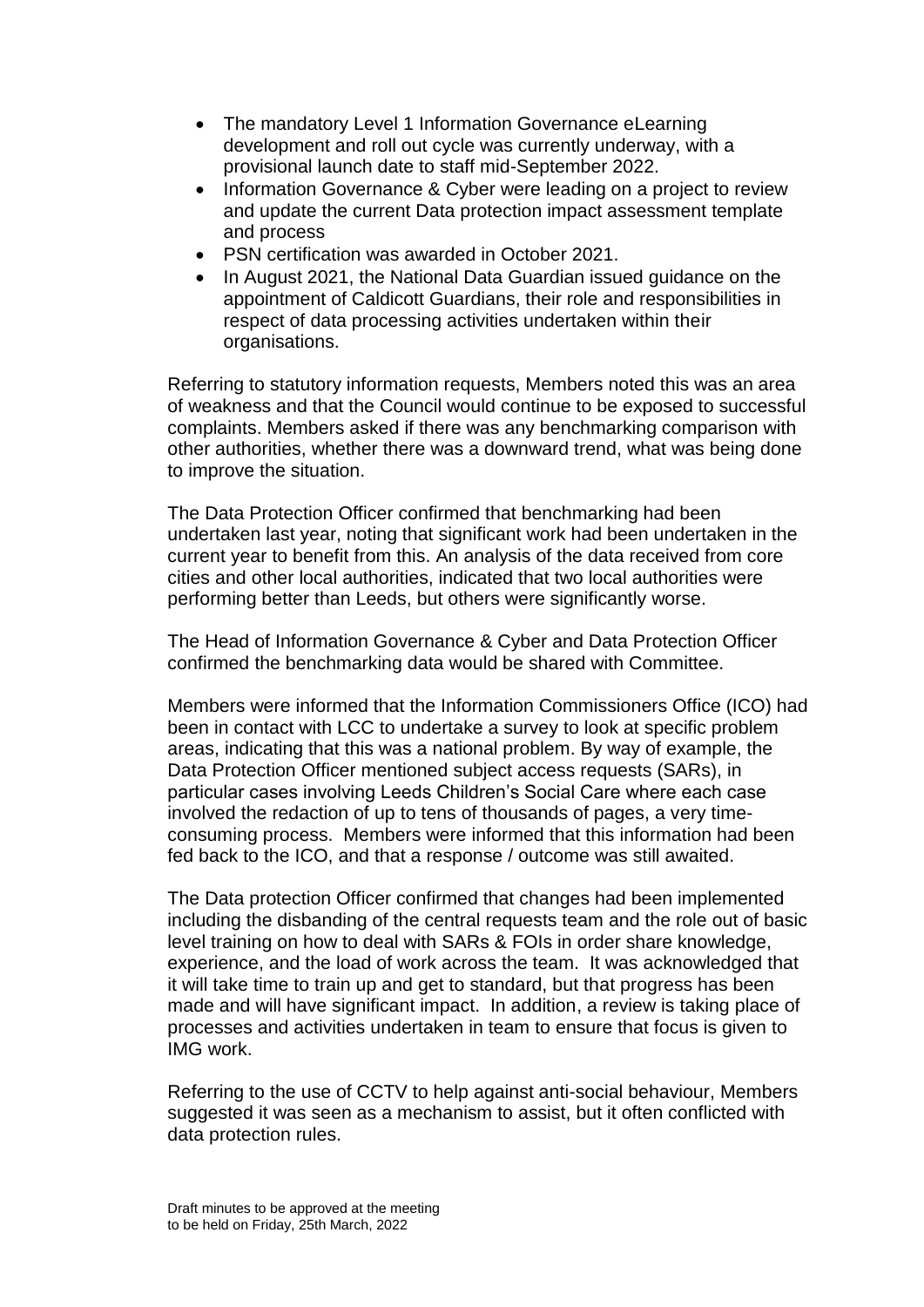- The mandatory Level 1 Information Governance eLearning development and roll out cycle was currently underway, with a provisional launch date to staff mid-September 2022.
- Information Governance & Cyber were leading on a project to review and update the current Data protection impact assessment template and process
- PSN certification was awarded in October 2021.
- In August 2021, the National Data Guardian issued guidance on the appointment of Caldicott Guardians, their role and responsibilities in respect of data processing activities undertaken within their organisations.

Referring to statutory information requests, Members noted this was an area of weakness and that the Council would continue to be exposed to successful complaints. Members asked if there was any benchmarking comparison with other authorities, whether there was a downward trend, what was being done to improve the situation.

The Data Protection Officer confirmed that benchmarking had been undertaken last year, noting that significant work had been undertaken in the current year to benefit from this. An analysis of the data received from core cities and other local authorities, indicated that two local authorities were performing better than Leeds, but others were significantly worse.

The Head of Information Governance & Cyber and Data Protection Officer confirmed the benchmarking data would be shared with Committee.

Members were informed that the Information Commissioners Office (ICO) had been in contact with LCC to undertake a survey to look at specific problem areas, indicating that this was a national problem. By way of example, the Data Protection Officer mentioned subject access requests (SARs), in particular cases involving Leeds Children's Social Care where each case involved the redaction of up to tens of thousands of pages, a very time-consuming process. Members were informed that this information had been fed back to the ICO, and that a response / outcome was still awaited.

The Data protection Officer confirmed that changes had been implemented including the disbanding of the central requests team and the role out of basic level training on how to deal with SARs & FOIs in order share knowledge, experience, and the load of work across the team. It was acknowledged that it will take time to train up and get to standard, but that progress has been made and will have significant impact. In addition, a review is taking place of processes and activities undertaken in team to ensure that focus is given to IMG work.

Referring to the use of CCTV to help against anti-social behaviour, Members suggested it was seen as a mechanism to assist, but it often conflicted with data protection rules.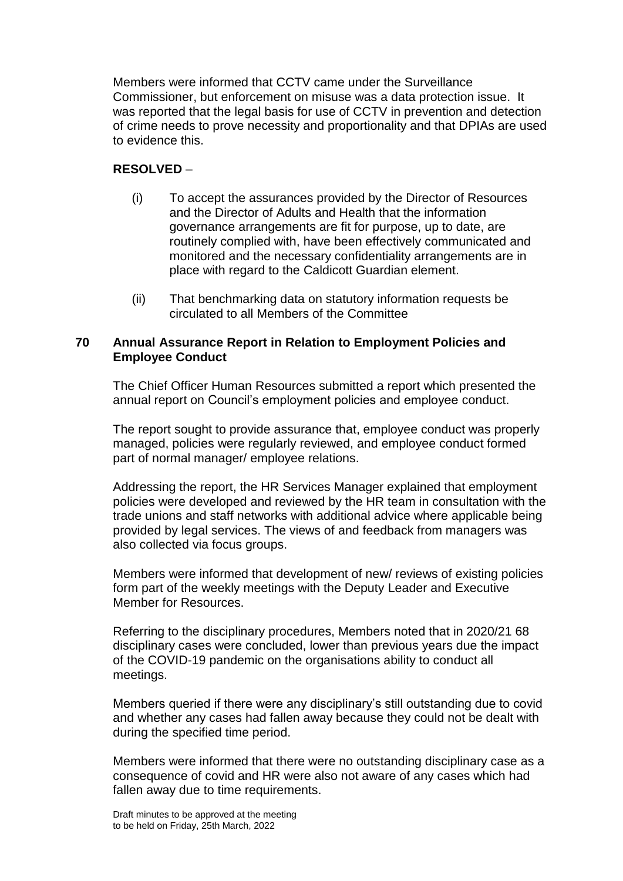Members were informed that CCTV came under the Surveillance Commissioner, but enforcement on misuse was a data protection issue. It was reported that the legal basis for use of CCTV in prevention and detection of crime needs to prove necessity and proportionality and that DPIAs are used to evidence this.

**RESOLVED** –

(i) To accept the assurances provided by the Director of Resources and the Director of Adults and Health that the information governance arrangements are fit for purpose, up to date, are routinely complied with, have been effectively communicated and monitored and the necessary confidentiality arrangements are in place with regard to the Caldicott Guardian element.

(ii) That benchmarking data on statutory information requests be circulated to all Members of the Committee

## 70 Annual Assurance Report in Relation to Employment Policies and Employee Conduct

The Chief Officer Human Resources submitted a report which presented the annual report on Council's employment policies and employee conduct.

The report sought to provide assurance that, employee conduct was properly managed, policies were regularly reviewed, and employee conduct formed part of normal manager/ employee relations.

Addressing the report, the HR Services Manager explained that employment policies were developed and reviewed by the HR team in consultation with the trade unions and staff networks with additional advice where applicable being provided by legal services. The views of and feedback from managers was also collected via focus groups.

Members were informed that development of new/ reviews of existing policies form part of the weekly meetings with the Deputy Leader and Executive Member for Resources.

Referring to the disciplinary procedures, Members noted that in 2020/21 68 disciplinary cases were concluded, lower than previous years due the impact of the COVID-19 pandemic on the organisations ability to conduct all meetings.

Members queried if there were any disciplinary's still outstanding due to covid and whether any cases had fallen away because they could not be dealt with during the specified time period.

Members were informed that there were no outstanding disciplinary case as a consequence of covid and HR were also not aware of any cases which had fallen away due to time requirements.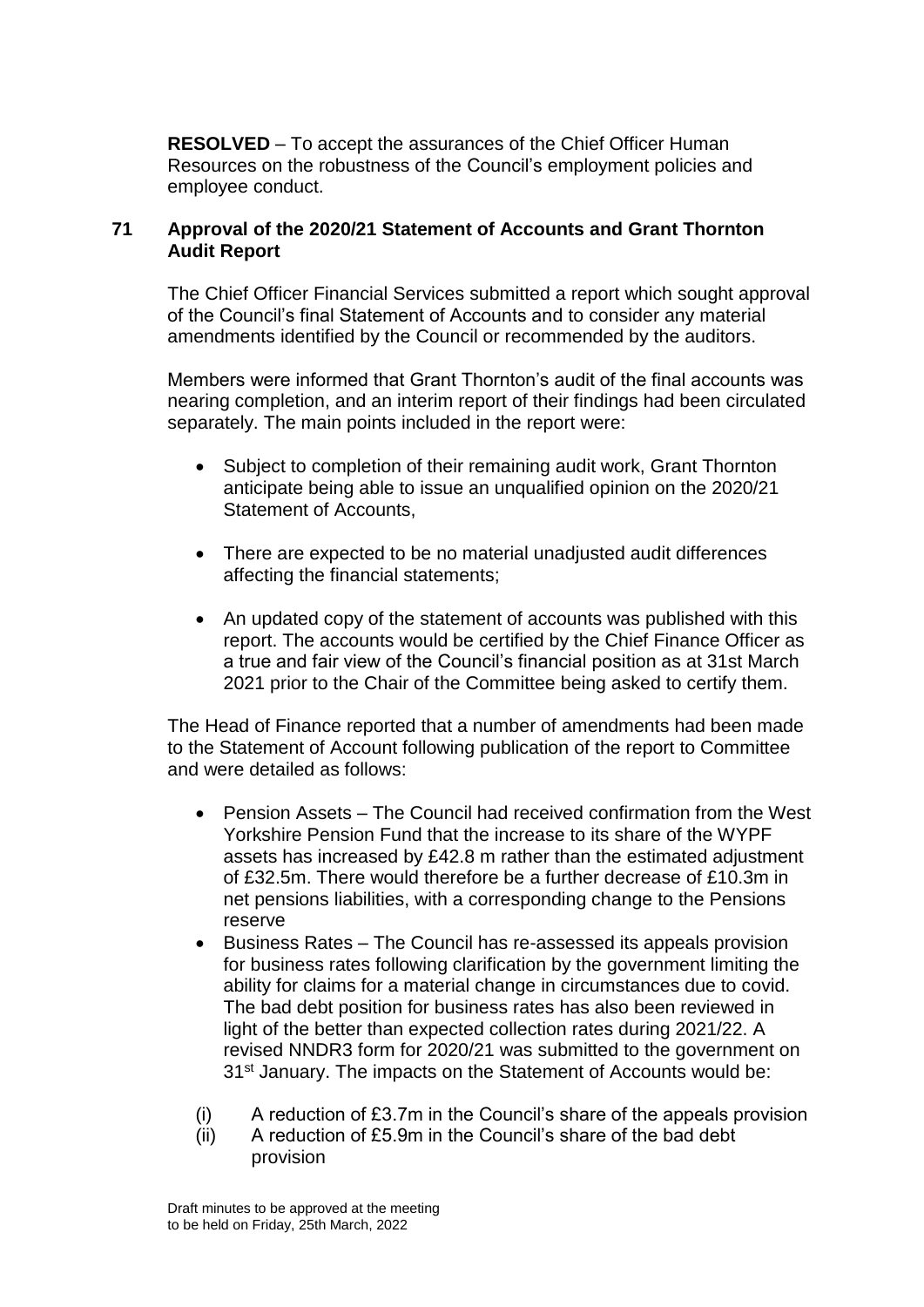**RESOLVED** – To accept the assurances of the Chief Officer Human Resources on the robustness of the Council's employment policies and employee conduct.

## 71 Approval of the 2020/21 Statement of Accounts and Grant Thornton Audit Report

The Chief Officer Financial Services submitted a report which sought approval of the Council's final Statement of Accounts and to consider any material amendments identified by the Council or recommended by the auditors.

Members were informed that Grant Thornton's audit of the final accounts was nearing completion, and an interim report of their findings had been circulated separately. The main points included in the report were:

- Subject to completion of their remaining audit work, Grant Thornton anticipate being able to issue an unqualified opinion on the 2020/21 Statement of Accounts,
- There are expected to be no material unadjusted audit differences affecting the financial statements;
- An updated copy of the statement of accounts was published with this report. The accounts would be certified by the Chief Finance Officer as a true and fair view of the Council's financial position as at 31st March 2021 prior to the Chair of the Committee being asked to certify them.

The Head of Finance reported that a number of amendments had been made to the Statement of Account following publication of the report to Committee and were detailed as follows:

- Pension Assets – The Council had received confirmation from the West Yorkshire Pension Fund that the increase to its share of the WYPF assets has increased by £42.8 m rather than the estimated adjustment of £32.5m. There would therefore be a further decrease of £10.3m in net pensions liabilities, with a corresponding change to the Pensions reserve
- Business Rates – The Council has re-assessed its appeals provision for business rates following clarification by the government limiting the ability for claims for a material change in circumstances due to covid. The bad debt position for business rates has also been reviewed in light of the better than expected collection rates during 2021/22. A revised NNDR3 form for 2020/21 was submitted to the government on 31st January. The impacts on the Statement of Accounts would be:

(i) A reduction of £3.7m in the Council's share of the appeals provision
(ii) A reduction of £5.9m in the Council's share of the bad debt provision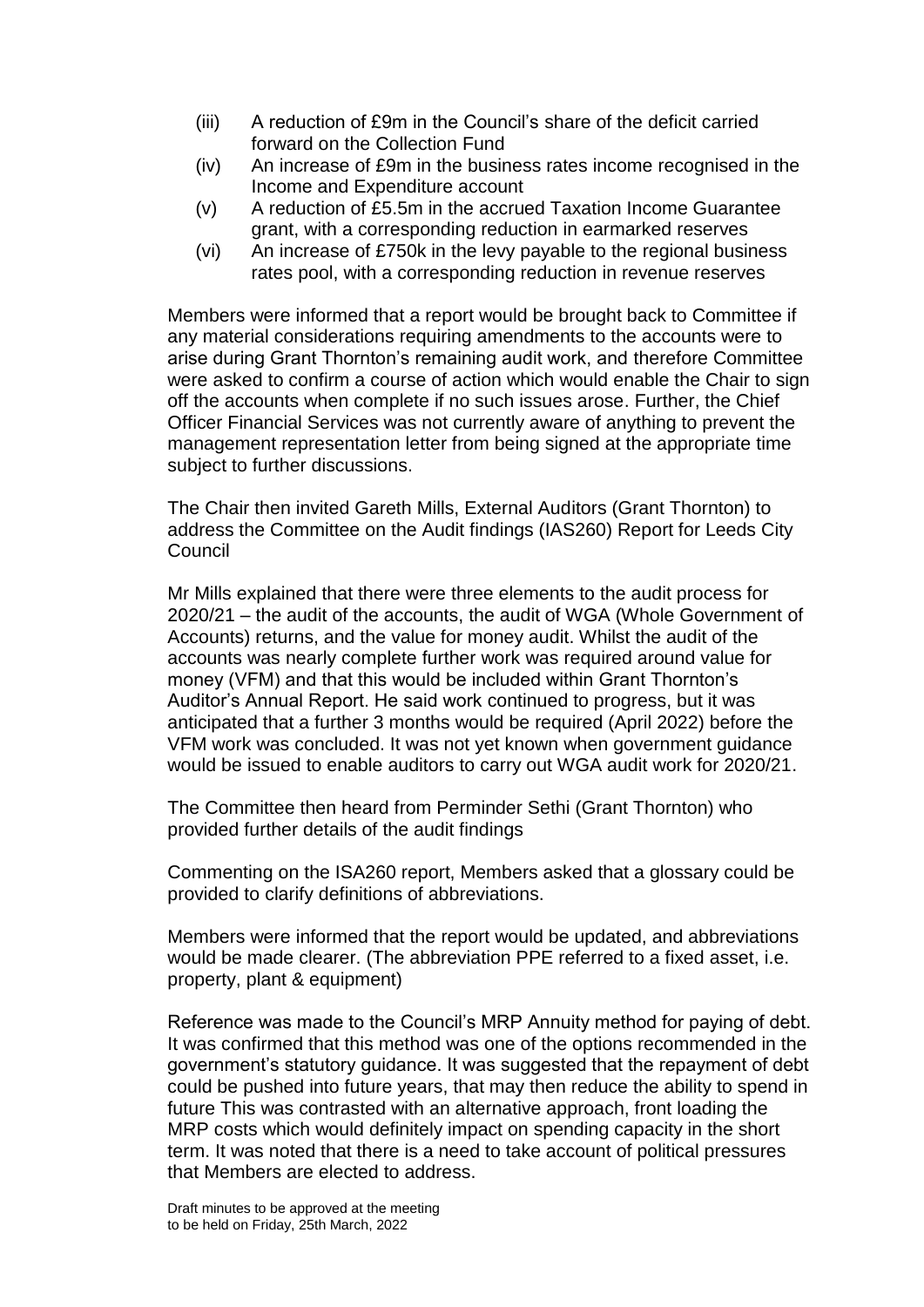(iii) A reduction of £9m in the Council's share of the deficit carried forward on the Collection Fund

(iv) An increase of £9m in the business rates income recognised in the Income and Expenditure account

(v) A reduction of £5.5m in the accrued Taxation Income Guarantee grant, with a corresponding reduction in earmarked reserves

(vi) An increase of £750k in the levy payable to the regional business rates pool, with a corresponding reduction in revenue reserves

Members were informed that a report would be brought back to Committee if any material considerations requiring amendments to the accounts were to arise during Grant Thornton's remaining audit work, and therefore Committee were asked to confirm a course of action which would enable the Chair to sign off the accounts when complete if no such issues arose. Further, the Chief Officer Financial Services was not currently aware of anything to prevent the management representation letter from being signed at the appropriate time subject to further discussions.

The Chair then invited Gareth Mills, External Auditors (Grant Thornton) to address the Committee on the Audit findings (IAS260) Report for Leeds City Council

Mr Mills explained that there were three elements to the audit process for 2020/21 – the audit of the accounts, the audit of WGA (Whole Government of Accounts) returns, and the value for money audit. Whilst the audit of the accounts was nearly complete further work was required around value for money (VFM) and that this would be included within Grant Thornton's Auditor's Annual Report. He said work continued to progress, but it was anticipated that a further 3 months would be required (April 2022) before the VFM work was concluded. It was not yet known when government guidance would be issued to enable auditors to carry out WGA audit work for 2020/21.

The Committee then heard from Perminder Sethi (Grant Thornton) who provided further details of the audit findings

Commenting on the ISA260 report, Members asked that a glossary could be provided to clarify definitions of abbreviations.

Members were informed that the report would be updated, and abbreviations would be made clearer. (The abbreviation PPE referred to a fixed asset, i.e. property, plant & equipment)

Reference was made to the Council's MRP Annuity method for paying of debt. It was confirmed that this method was one of the options recommended in the government's statutory guidance. It was suggested that the repayment of debt could be pushed into future years, that may then reduce the ability to spend in future This was contrasted with an alternative approach, front loading the MRP costs which would definitely impact on spending capacity in the short term. It was noted that there is a need to take account of political pressures that Members are elected to address.

Draft minutes to be approved at the meeting to be held on Friday, 25th March, 2022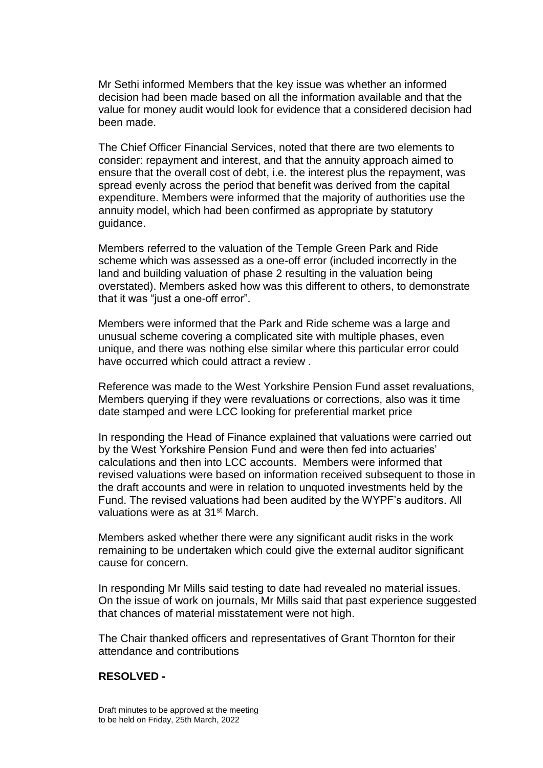Mr Sethi informed Members that the key issue was whether an informed decision had been made based on all the information available and that the value for money audit would look for evidence that a considered decision had been made.

The Chief Officer Financial Services, noted that there are two elements to consider: repayment and interest, and that the annuity approach aimed to ensure that the overall cost of debt, i.e. the interest plus the repayment, was spread evenly across the period that benefit was derived from the capital expenditure. Members were informed that the majority of authorities use the annuity model, which had been confirmed as appropriate by statutory guidance.

Members referred to the valuation of the Temple Green Park and Ride scheme which was assessed as a one-off error (included incorrectly in the land and building valuation of phase 2 resulting in the valuation being overstated). Members asked how was this different to others, to demonstrate that it was "just a one-off error".

Members were informed that the Park and Ride scheme was a large and unusual scheme covering a complicated site with multiple phases, even unique, and there was nothing else similar where this particular error could have occurred which could attract a review .

Reference was made to the West Yorkshire Pension Fund asset revaluations, Members querying if they were revaluations or corrections, also was it time date stamped and were LCC looking for preferential market price

In responding the Head of Finance explained that valuations were carried out by the West Yorkshire Pension Fund and were then fed into actuaries' calculations and then into LCC accounts. Members were informed that revised valuations were based on information received subsequent to those in the draft accounts and were in relation to unquoted investments held by the Fund. The revised valuations had been audited by the WYPF's auditors. All valuations were as at 31st March.

Members asked whether there were any significant audit risks in the work remaining to be undertaken which could give the external auditor significant cause for concern.

In responding Mr Mills said testing to date had revealed no material issues. On the issue of work on journals, Mr Mills said that past experience suggested that chances of material misstatement were not high.

The Chair thanked officers and representatives of Grant Thornton for their attendance and contributions

**RESOLVED -**

Draft minutes to be approved at the meeting to be held on Friday, 25th March, 2022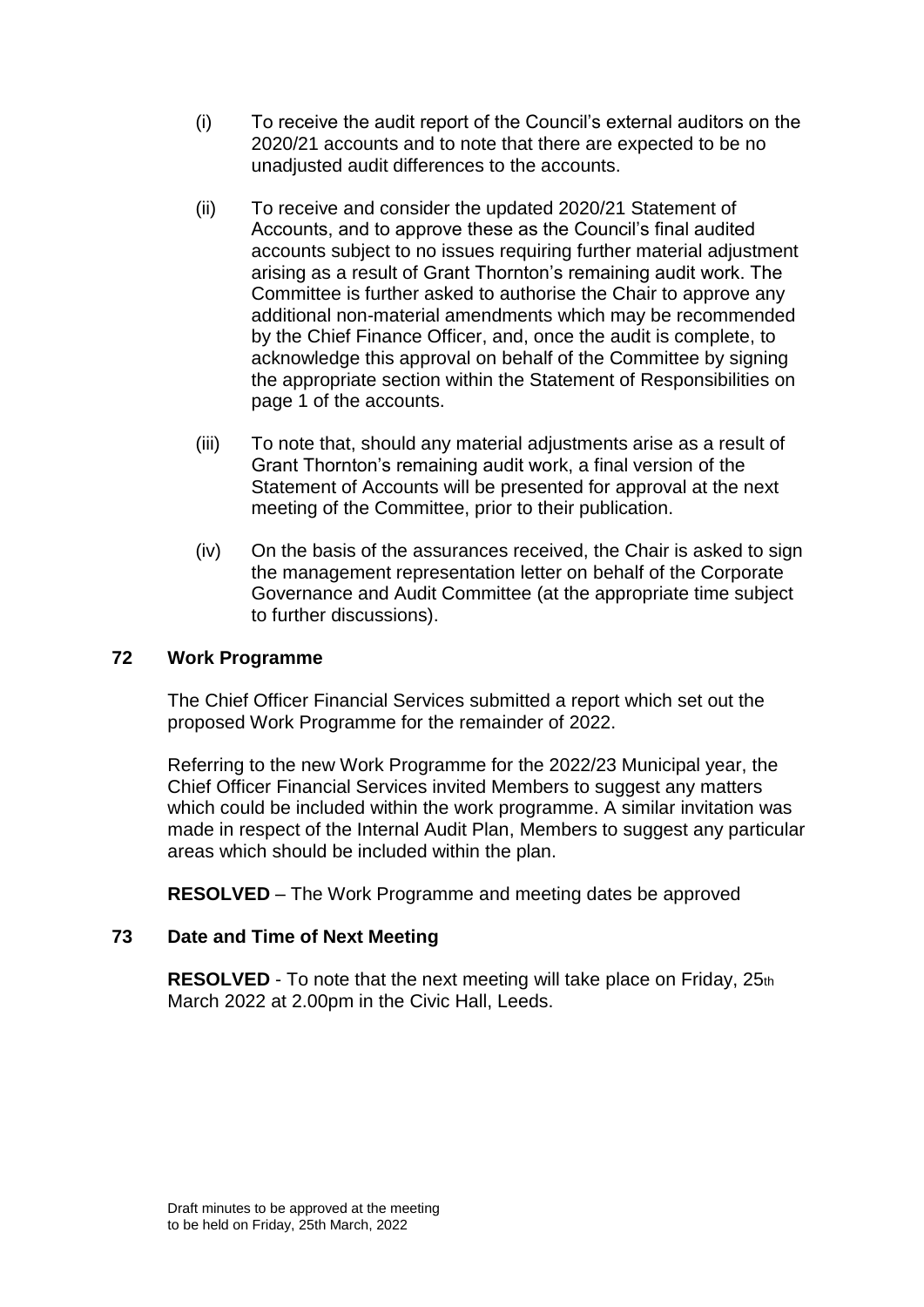(i) To receive the audit report of the Council's external auditors on the 2020/21 accounts and to note that there are expected to be no unadjusted audit differences to the accounts.

(ii) To receive and consider the updated 2020/21 Statement of Accounts, and to approve these as the Council's final audited accounts subject to no issues requiring further material adjustment arising as a result of Grant Thornton's remaining audit work. The Committee is further asked to authorise the Chair to approve any additional non-material amendments which may be recommended by the Chief Finance Officer, and, once the audit is complete, to acknowledge this approval on behalf of the Committee by signing the appropriate section within the Statement of Responsibilities on page 1 of the accounts.

(iii) To note that, should any material adjustments arise as a result of Grant Thornton's remaining audit work, a final version of the Statement of Accounts will be presented for approval at the next meeting of the Committee, prior to their publication.

(iv) On the basis of the assurances received, the Chair is asked to sign the management representation letter on behalf of the Corporate Governance and Audit Committee (at the appropriate time subject to further discussions).

## 72 Work Programme

The Chief Officer Financial Services submitted a report which set out the proposed Work Programme for the remainder of 2022.

Referring to the new Work Programme for the 2022/23 Municipal year, the Chief Officer Financial Services invited Members to suggest any matters which could be included within the work programme. A similar invitation was made in respect of the Internal Audit Plan, Members to suggest any particular areas which should be included within the plan.

**RESOLVED** – The Work Programme and meeting dates be approved

## 73 Date and Time of Next Meeting

**RESOLVED** - To note that the next meeting will take place on Friday, 25th March 2022 at 2.00pm in the Civic Hall, Leeds.

Draft minutes to be approved at the meeting to be held on Friday, 25th March, 2022